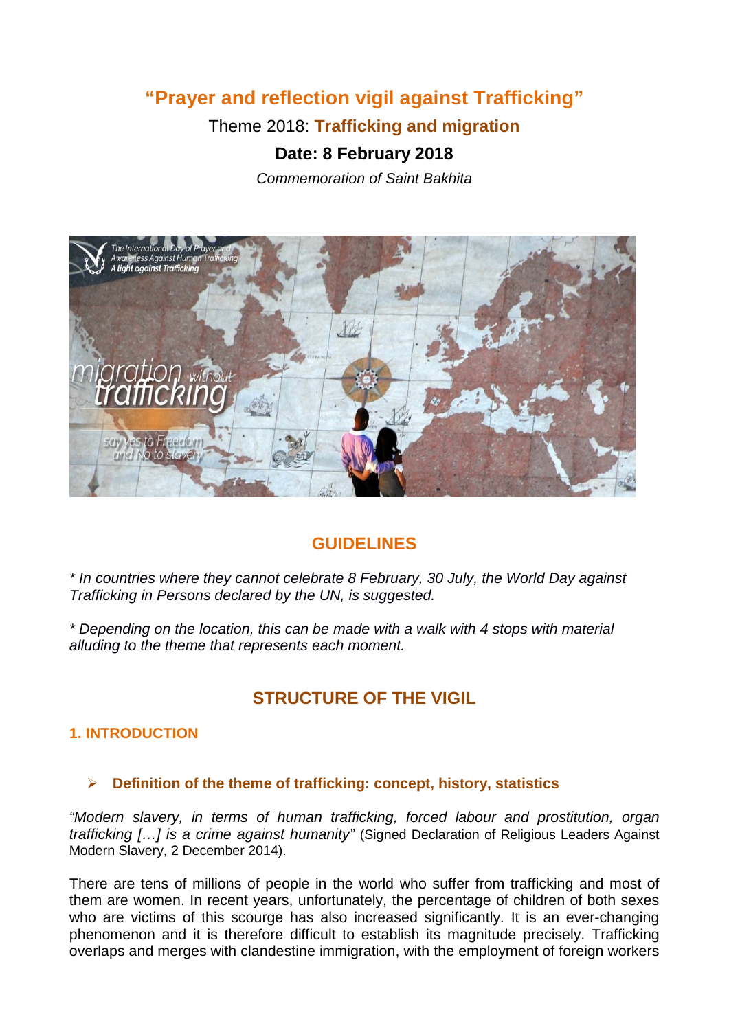# "Prayer and reflection vigil against Trafficking"

Theme 2018: **Trafficking and migration**

**Date: 8 February 2018**

*Commemoration of Saint Bakhita*

## GUIDELINES

*\* In countries where they cannot celebrate 8 February, 30 July, the World Day against Trafficking in Persons declared by the UN, is suggested.*

*\* Depending on the location, this can be made with a walk with 4 stops with material alluding to the theme that represents each moment.*

## STRUCTURE OF THE VIGIL

### 1. INTRODUCTION

- **Definition of the theme of trafficking: concept, history, statistics**

*"Modern slavery, in terms of human trafficking, forced labour and prostitution, organ trafficking […] is a crime against humanity"* (Signed Declaration of Religious Leaders Against Modern Slavery, 2 December 2014).

There are tens of millions of people in the world who suffer from trafficking and most of them are women. In recent years, unfortunately, the percentage of children of both sexes who are victims of this scourge has also increased significantly. It is an ever-changing phenomenon and it is therefore difficult to establish its magnitude precisely. Trafficking overlaps and merges with clandestine immigration, with the employment of foreign workers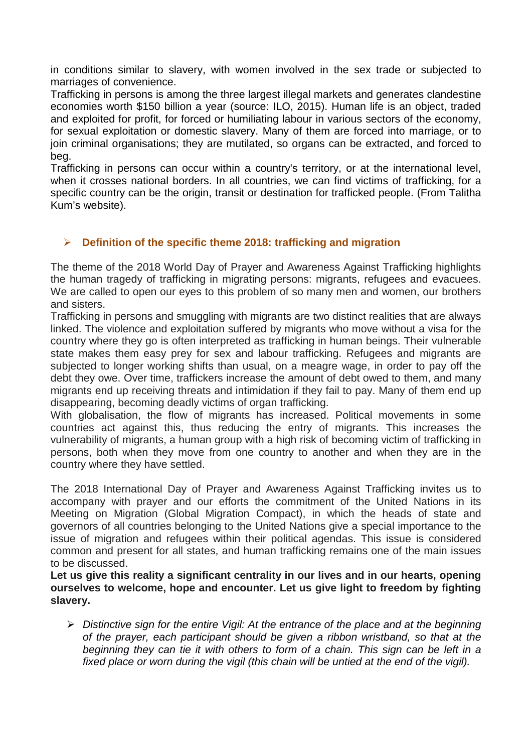in conditions similar to slavery, with women involved in the sex trade or subjected to marriages of convenience.
Trafficking in persons is among the three largest illegal markets and generates clandestine economies worth $150 billion a year (source: ILO, 2015). Human life is an object, traded and exploited for profit, for forced or humiliating labour in various sectors of the economy, for sexual exploitation or domestic slavery. Many of them are forced into marriage, or to join criminal organisations; they are mutilated, so organs can be extracted, and forced to beg.
Trafficking in persons can occur within a country's territory, or at the international level, when it crosses national borders. In all countries, we can find victims of trafficking, for a specific country can be the origin, transit or destination for trafficked people. (From Talitha Kum's website).

- **Definition of the specific theme 2018: trafficking and migration**

The theme of the 2018 World Day of Prayer and Awareness Against Trafficking highlights the human tragedy of trafficking in migrating persons: migrants, refugees and evacuees. We are called to open our eyes to this problem of so many men and women, our brothers and sisters.
Trafficking in persons and smuggling with migrants are two distinct realities that are always linked. The violence and exploitation suffered by migrants who move without a visa for the country where they go is often interpreted as trafficking in human beings. Their vulnerable state makes them easy prey for sex and labour trafficking. Refugees and migrants are subjected to longer working shifts than usual, on a meagre wage, in order to pay off the debt they owe. Over time, traffickers increase the amount of debt owed to them, and many migrants end up receiving threats and intimidation if they fail to pay. Many of them end up disappearing, becoming deadly victims of organ trafficking.
With globalisation, the flow of migrants has increased. Political movements in some countries act against this, thus reducing the entry of migrants. This increases the vulnerability of migrants, a human group with a high risk of becoming victim of trafficking in persons, both when they move from one country to another and when they are in the country where they have settled.

The 2018 International Day of Prayer and Awareness Against Trafficking invites us to accompany with prayer and our efforts the commitment of the United Nations in its Meeting on Migration (Global Migration Compact), in which the heads of state and governors of all countries belonging to the United Nations give a special importance to the issue of migration and refugees within their political agendas. This issue is considered common and present for all states, and human trafficking remains one of the main issues to be discussed.
**Let us give this reality a significant centrality in our lives and in our hearts, opening ourselves to welcome, hope and encounter. Let us give light to freedom by fighting slavery.**

- *Distinctive sign for the entire Vigil: At the entrance of the place and at the beginning of the prayer, each participant should be given a ribbon wristband, so that at the beginning they can tie it with others to form of a chain. This sign can be left in a fixed place or worn during the vigil (this chain will be untied at the end of the vigil).*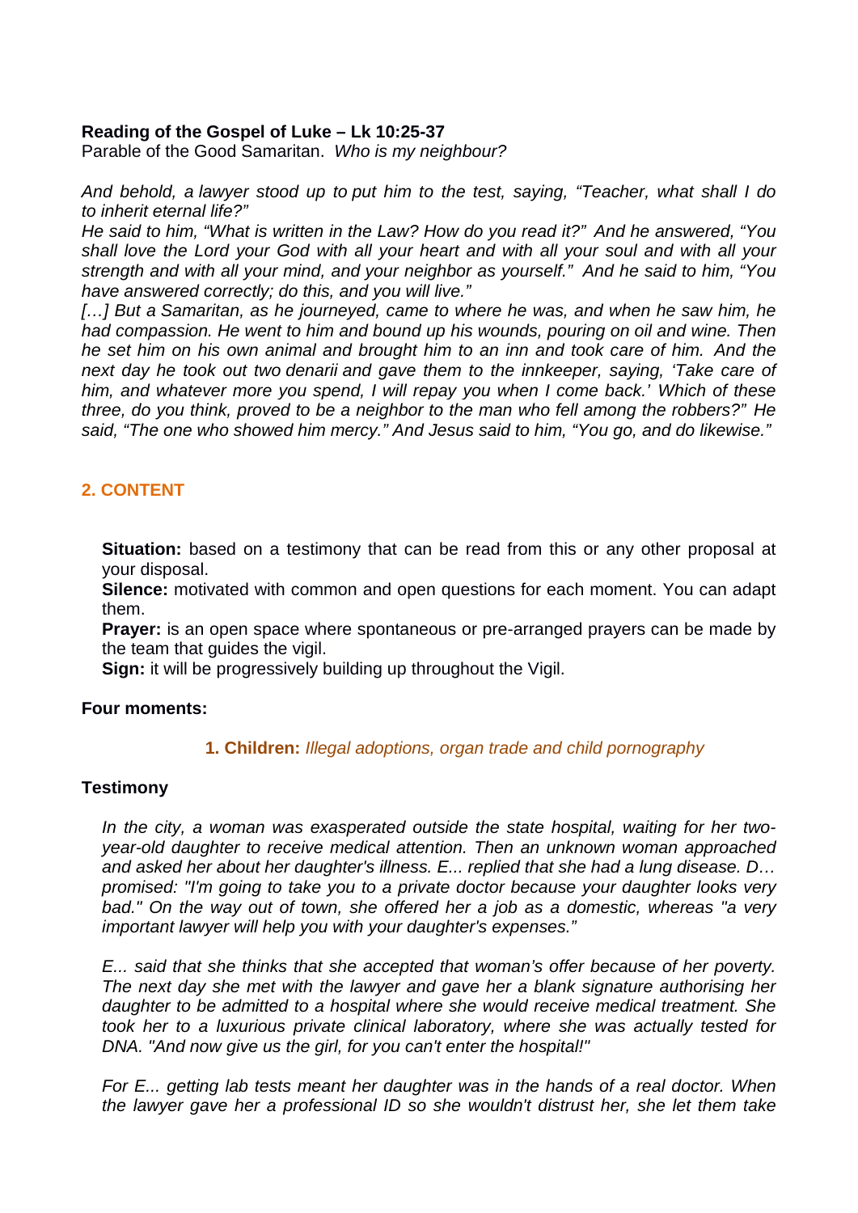**Reading of the Gospel of Luke – Lk 10:25-37**
Parable of the Good Samaritan. *Who is my neighbour?*

*And behold, a lawyer stood up to put him to the test, saying, "Teacher, what shall I do to inherit eternal life?"*
*He said to him, "What is written in the Law? How do you read it?" And he answered, "You shall love the Lord your God with all your heart and with all your soul and with all your strength and with all your mind, and your neighbor as yourself." And he said to him, "You have answered correctly; do this, and you will live."*
*[…] But a Samaritan, as he journeyed, came to where he was, and when he saw him, he had compassion. He went to him and bound up his wounds, pouring on oil and wine. Then he set him on his own animal and brought him to an inn and took care of him. And the next day he took out two denarii and gave them to the innkeeper, saying, 'Take care of him, and whatever more you spend, I will repay you when I come back.' Which of these three, do you think, proved to be a neighbor to the man who fell among the robbers?" He said, "The one who showed him mercy." And Jesus said to him, "You go, and do likewise."*

## 2. CONTENT

**Situation:** based on a testimony that can be read from this or any other proposal at your disposal.
**Silence:** motivated with common and open questions for each moment. You can adapt them.
**Prayer:** is an open space where spontaneous or pre-arranged prayers can be made by the team that guides the vigil.
**Sign:** it will be progressively building up throughout the Vigil.

**Four moments:**

**1. Children:** *Illegal adoptions, organ trade and child pornography*

**Testimony**

*In the city, a woman was exasperated outside the state hospital, waiting for her two-year-old daughter to receive medical attention. Then an unknown woman approached and asked her about her daughter's illness. E... replied that she had a lung disease. D… promised: "I'm going to take you to a private doctor because your daughter looks very bad." On the way out of town, she offered her a job as a domestic, whereas "a very important lawyer will help you with your daughter's expenses."*

*E... said that she thinks that she accepted that woman's offer because of her poverty. The next day she met with the lawyer and gave her a blank signature authorising her daughter to be admitted to a hospital where she would receive medical treatment. She took her to a luxurious private clinical laboratory, where she was actually tested for DNA. "And now give us the girl, for you can't enter the hospital!"*

*For E... getting lab tests meant her daughter was in the hands of a real doctor. When the lawyer gave her a professional ID so she wouldn't distrust her, she let them take*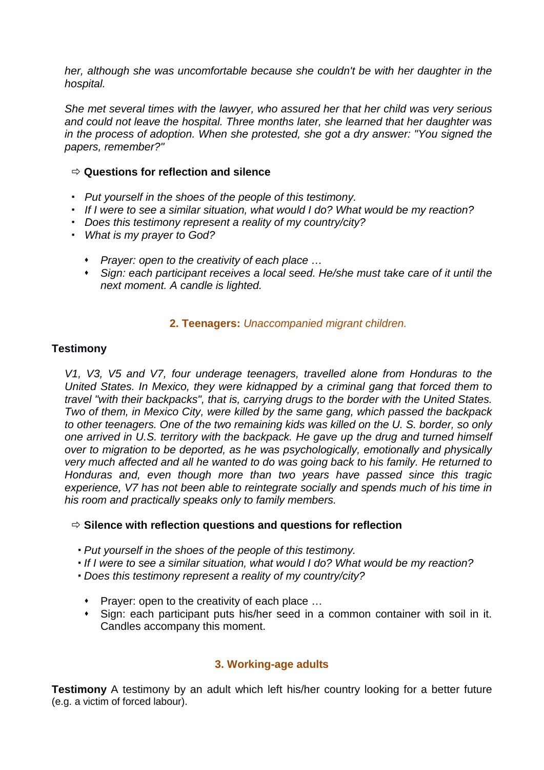*her, although she was uncomfortable because she couldn't be with her daughter in the hospital.*

*She met several times with the lawyer, who assured her that her child was very serious and could not leave the hospital. Three months later, she learned that her daughter was in the process of adoption. When she protested, she got a dry answer: "You signed the papers, remember?"*

⇨ **Questions for reflection and silence**

- *Put yourself in the shoes of the people of this testimony.*
- *If I were to see a similar situation, what would I do? What would be my reaction?*
- *Does this testimony represent a reality of my country/city?*
- *What is my prayer to God?*
    - *Prayer: open to the creativity of each place …*
    - *Sign: each participant receives a local seed. He/she must take care of it until the next moment. A candle is lighted.*

### 2. Teenagers: *Unaccompanied migrant children.*

**Testimony**

*V1, V3, V5 and V7, four underage teenagers, travelled alone from Honduras to the United States. In Mexico, they were kidnapped by a criminal gang that forced them to travel "with their backpacks", that is, carrying drugs to the border with the United States. Two of them, in Mexico City, were killed by the same gang, which passed the backpack to other teenagers. One of the two remaining kids was killed on the U. S. border, so only one arrived in U.S. territory with the backpack. He gave up the drug and turned himself over to migration to be deported, as he was psychologically, emotionally and physically very much affected and all he wanted to do was going back to his family. He returned to Honduras and, even though more than two years have passed since this tragic experience, V7 has not been able to reintegrate socially and spends much of his time in his room and practically speaks only to family members.*

⇨ **Silence with reflection questions and questions for reflection**

- *Put yourself in the shoes of the people of this testimony.*
- *If I were to see a similar situation, what would I do? What would be my reaction?*
- *Does this testimony represent a reality of my country/city?*
    - Prayer: open to the creativity of each place …
    - Sign: each participant puts his/her seed in a common container with soil in it. Candles accompany this moment.

### 3. Working-age adults

**Testimony** A testimony by an adult which left his/her country looking for a better future (e.g. a victim of forced labour).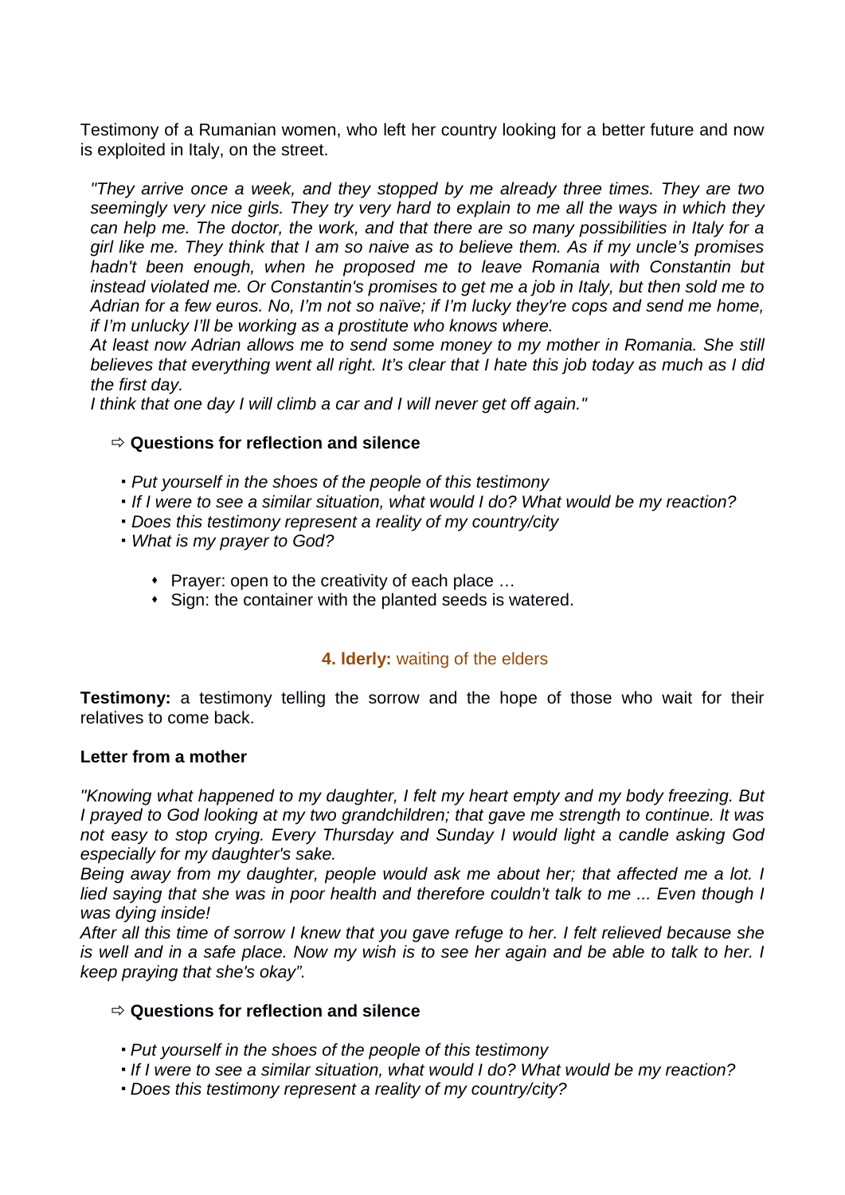Testimony of a Rumanian women, who left her country looking for a better future and now is exploited in Italy, on the street.

*"They arrive once a week, and they stopped by me already three times. They are two seemingly very nice girls. They try very hard to explain to me all the ways in which they can help me. The doctor, the work, and that there are so many possibilities in Italy for a girl like me. They think that I am so naive as to believe them. As if my uncle's promises hadn't been enough, when he proposed me to leave Romania with Constantin but instead violated me. Or Constantin's promises to get me a job in Italy, but then sold me to Adrian for a few euros. No, I'm not so naïve; if I'm lucky they're cops and send me home, if I'm unlucky I'll be working as a prostitute who knows where.*
*At least now Adrian allows me to send some money to my mother in Romania. She still believes that everything went all right. It's clear that I hate this job today as much as I did the first day.*
*I think that one day I will climb a car and I will never get off again."*

⇨ **Questions for reflection and silence**

- *Put yourself in the shoes of the people of this testimony*
- *If I were to see a similar situation, what would I do? What would be my reaction?*
- *Does this testimony represent a reality of my country/city*
- *What is my prayer to God?*

  - Prayer: open to the creativity of each place …
  - Sign: the container with the planted seeds is watered.

## 4. Iderly: waiting of the elders

**Testimony:** a testimony telling the sorrow and the hope of those who wait for their relatives to come back.

**Letter from a mother**

*"Knowing what happened to my daughter, I felt my heart empty and my body freezing. But I prayed to God looking at my two grandchildren; that gave me strength to continue. It was not easy to stop crying. Every Thursday and Sunday I would light a candle asking God especially for my daughter's sake.*
*Being away from my daughter, people would ask me about her; that affected me a lot. I lied saying that she was in poor health and therefore couldn't talk to me ... Even though I was dying inside!*
*After all this time of sorrow I knew that you gave refuge to her. I felt relieved because she is well and in a safe place. Now my wish is to see her again and be able to talk to her. I keep praying that she's okay".*

⇨ **Questions for reflection and silence**

- *Put yourself in the shoes of the people of this testimony*
- *If I were to see a similar situation, what would I do? What would be my reaction?*
- *Does this testimony represent a reality of my country/city?*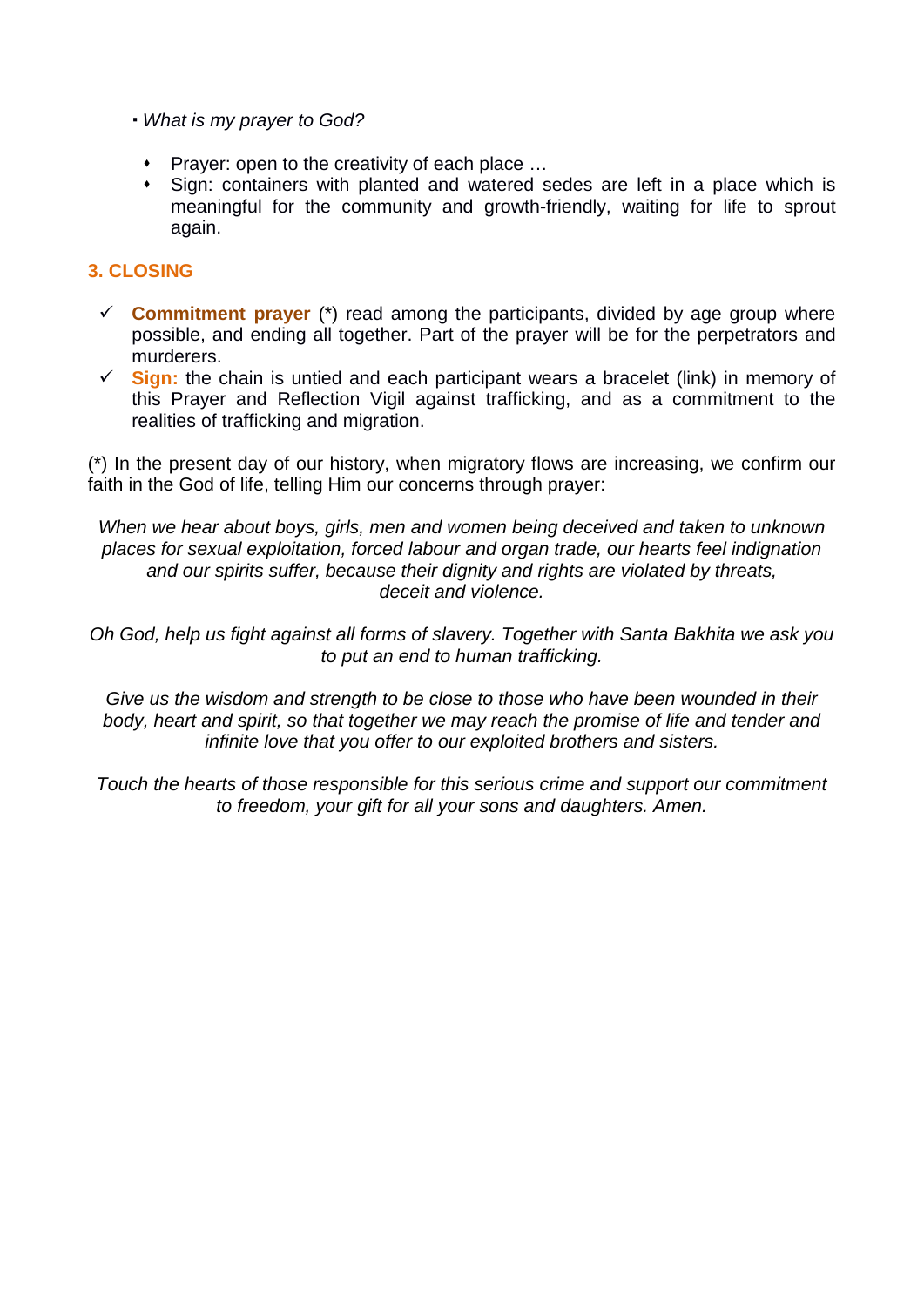- *What is my prayer to God?*

  - Prayer: open to the creativity of each place …
  - Sign: containers with planted and watered sedes are left in a place which is meaningful for the community and growth-friendly, waiting for life to sprout again.

## 3. CLOSING

- ✓ **Commitment prayer** (*) read among the participants, divided by age group where possible, and ending all together. Part of the prayer will be for the perpetrators and murderers.
- ✓ **Sign:** the chain is untied and each participant wears a bracelet (link) in memory of this Prayer and Reflection Vigil against trafficking, and as a commitment to the realities of trafficking and migration.

(*) In the present day of our history, when migratory flows are increasing, we confirm our faith in the God of life, telling Him our concerns through prayer:

*When we hear about boys, girls, men and women being deceived and taken to unknown places for sexual exploitation, forced labour and organ trade, our hearts feel indignation and our spirits suffer, because their dignity and rights are violated by threats, deceit and violence.*

*Oh God, help us fight against all forms of slavery. Together with Santa Bakhita we ask you to put an end to human trafficking.*

*Give us the wisdom and strength to be close to those who have been wounded in their body, heart and spirit, so that together we may reach the promise of life and tender and infinite love that you offer to our exploited brothers and sisters.*

*Touch the hearts of those responsible for this serious crime and support our commitment to freedom, your gift for all your sons and daughters. Amen.*